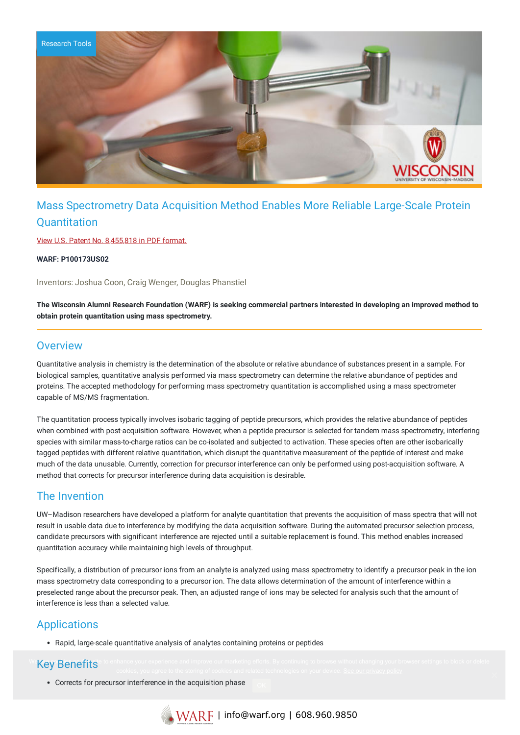Research Tools

# Mass Spectrometry Data Acquisition Method Enables More Reliable Large-Scale Protein Quantitation

View U.S. Patent No. 8,455,818 in PDF format.

**WARF: P100173US02**

Inventors: Joshua Coon, Craig Wenger, Douglas Phanstiel

**The Wisconsin Alumni Research Foundation (WARF) is seeking commercial partners interested in developing an improved method to obtain protein quantitation using mass spectrometry.**

## Overview

Quantitative analysis in chemistry is the determination of the absolute or relative abundance of substances present in a sample. For biological samples, quantitative analysis performed via mass spectrometry can determine the relative abundance of peptides and proteins. The accepted methodology for performing mass spectrometry quantitation is accomplished using a mass spectrometer capable of MS/MS fragmentation.

The quantitation process typically involves isobaric tagging of peptide precursors, which provides the relative abundance of peptides when combined with post-acquisition software. However, when a peptide precursor is selected for tandem mass spectrometry, interfering species with similar mass-to-charge ratios can be co-isolated and subjected to activation. These species often are other isobarically tagged peptides with different relative quantitation, which disrupt the quantitative measurement of the peptide of interest and make much of the data unusable. Currently, correction for precursor interference can only be performed using post-acquisition software. A method that corrects for precursor interference during data acquisition is desirable.

## The Invention

UW–Madison researchers have developed a platform for analyte quantitation that prevents the acquisition of mass spectra that will not result in usable data due to interference by modifying the data acquisition software. During the automated precursor selection process, candidate precursors with significant interference are rejected until a suitable replacement is found. This method enables increased quantitation accuracy while maintaining high levels of throughput.

Specifically, a distribution of precursor ions from an analyte is analyzed using mass spectrometry to identify a precursor peak in the ion mass spectrometry data corresponding to a precursor ion. The data allows determination of the amount of interference within a preselected range about the precursor peak. Then, an adjusted range of ions may be selected for analysis such that the amount of interference is less than a selected value.

## Applications

- Rapid, large-scale quantitative analysis of analytes containing proteins or peptides

## Key Benefits

- Corrects for precursor interference in the acquisition phase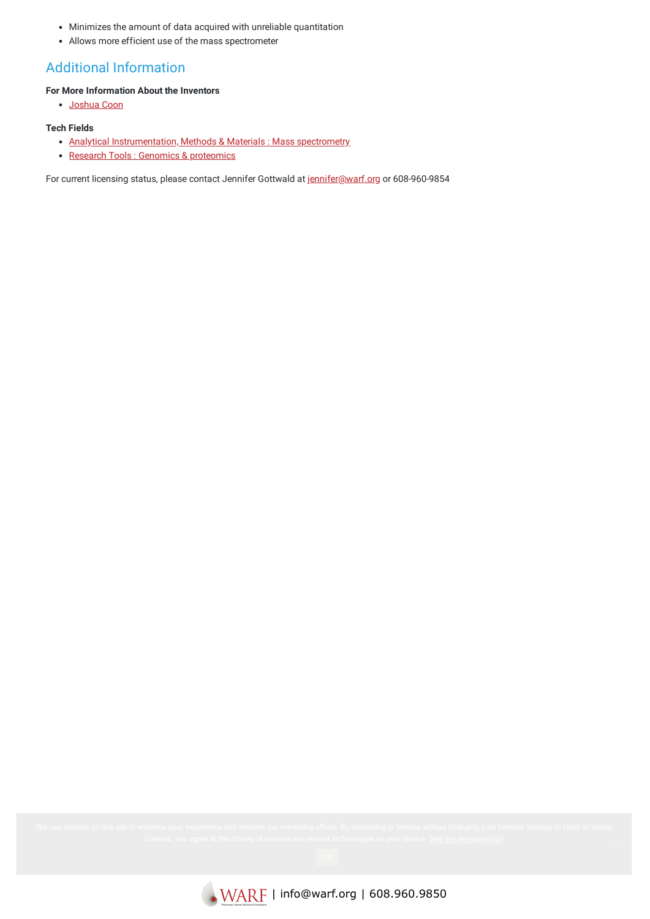- Minimizes the amount of data acquired with unreliable quantitation
- Allows more efficient use of the mass spectrometer

## Additional Information

**For More Information About the Inventors**

- Joshua Coon

**Tech Fields**

- Analytical Instrumentation, Methods & Materials : Mass spectrometry
- Research Tools : Genomics & proteomics

For current licensing status, please contact Jennifer Gottwald at jennifer@warf.org or 608-960-9854